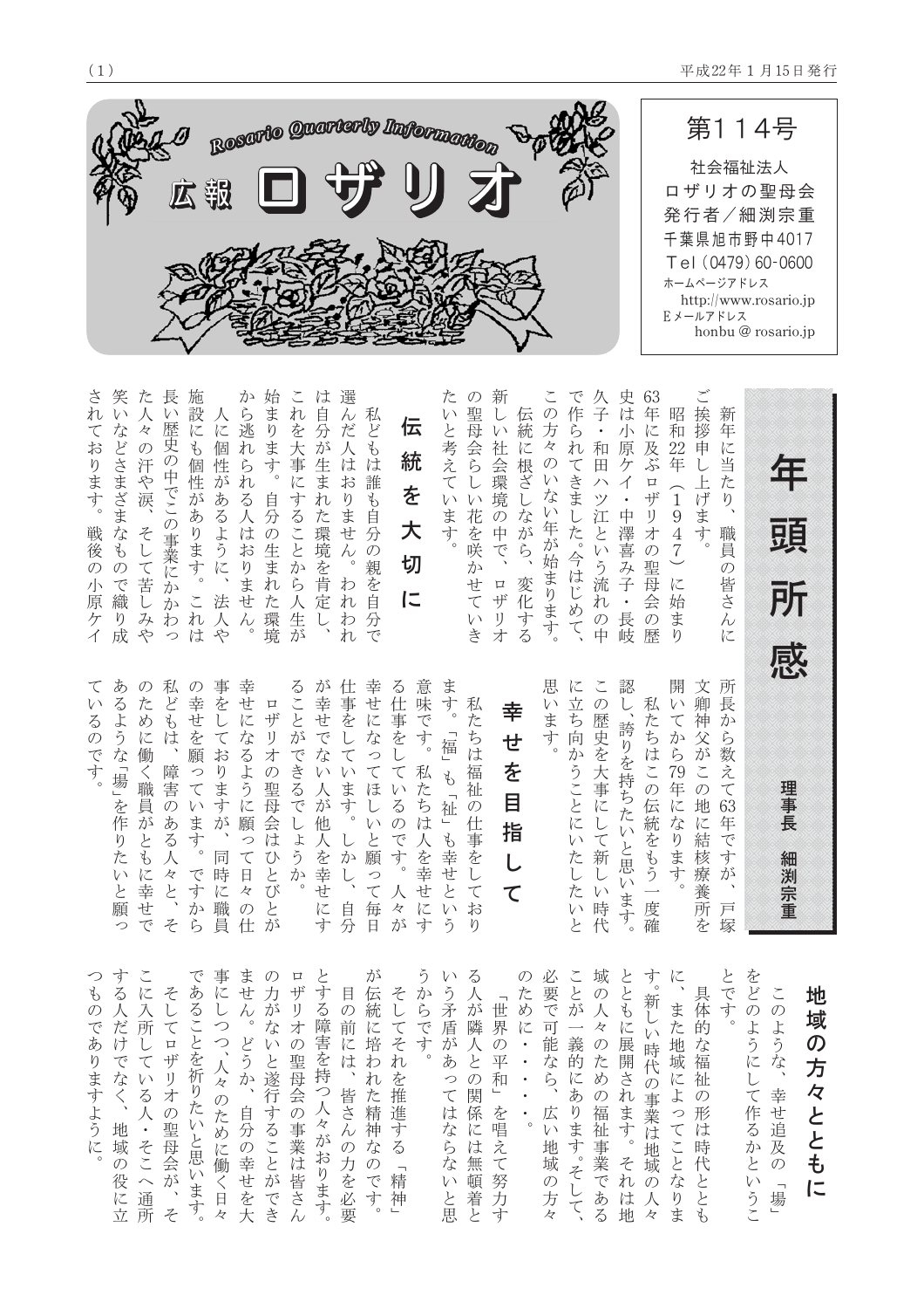Rosario Quarterly Information

# 広報 ロザリオ

第114号

社会福祉法人
ロザリオの聖母会
発行者／細渕宗重
千葉県旭市野中4017
Tel（0479）60-0600
ホームページアドレス
http://www.rosario.jp
Eメールアドレス
honbu@rosario.jp

平成22年1月15日発行

# 年頭所感

理事長　細渕宗重

新年に当たり、職員の皆さんにご挨拶申し上げます。

昭和22年（1947）に始まり63年に及ぶロザリオの聖母会の歴史は小原ケイ・中澤喜み子・長岐久子・和田ハツ江という流れの中で作られてきました。今はじめて、この方々のいない年が始まります。

伝統に根ざしながら、変化する新しい社会環境の中で、ロザリオの聖母会らしい花を咲かせていきたいと考えています。

## 伝統を大切に

私どもは誰も自分の親を自分で選んだ人はおりません。われわれは自分が生まれた環境を肯定し、これを大事にすることから人生が始まります。自分の生まれた環境から逃れられる人はおりません。

人に個性があるように、法人や施設にも個性があります。これは長い歴史の中でこの事業にかかわった人々の汗や涙、そして苦しみや笑いなどさまざまなもので織り成されております。戦後の小原ケイ所長から数えて63年ですが、戸塚文卿神父がこの地に結核療養所を開いてから79年になります。

私たちはこの伝統をもう一度確認し、誇りを持ちたいと思います。この歴史を大事にして新しい時代に立ち向かうことにいたしたいと思います。

## 幸せを目指して

私たちは福祉の仕事をしております。「福」も「祉」も幸せという意味です。私たちは人を幸せにする仕事をしているのです。人々が幸せになってほしいと願って毎日仕事をしています。しかし、自分が幸せでない人が他人を幸せにすることができるでしょうか。

ロザリオの聖母会はひとびとが幸せになるように願って日々の仕事をしておりますが、同時に職員の幸せを願っています。ですから私どもは、障害のある人々と、そのために働く職員がともに幸せであるような「場」を作りたいと願っているのです。

## 地域の方々とともに

このような、幸せ追及の「場」をどのようにして作るかということです。

具体的な福祉の形は時代とともに、また地域によってことなります。新しい時代の事業は地域の人々とともに展開されます。それは地域の人々のための福祉事業であることが一義的にあります。そして、必要で可能なら、広い地域の方々のために・・・・・。

「世界の平和」を唱えて努力する人が隣人との関係には無頓着という矛盾があってはならないと思うからです。

そしてそれを推進する「精神」が伝統に培われた精神なのです。

目の前には、皆さんの力を必要とする障害を持つ人々がおります。ロザリオの聖母会の事業は皆さんの力がないと遂行することができません。どうか、自分の幸せを大事にしつつ、人々のために働く日々であることを祈りたいと思います。

そしてロザリオの聖母会が、そこに入所している人・そこへ通所する人だけでなく、地域の役に立つものでありますように。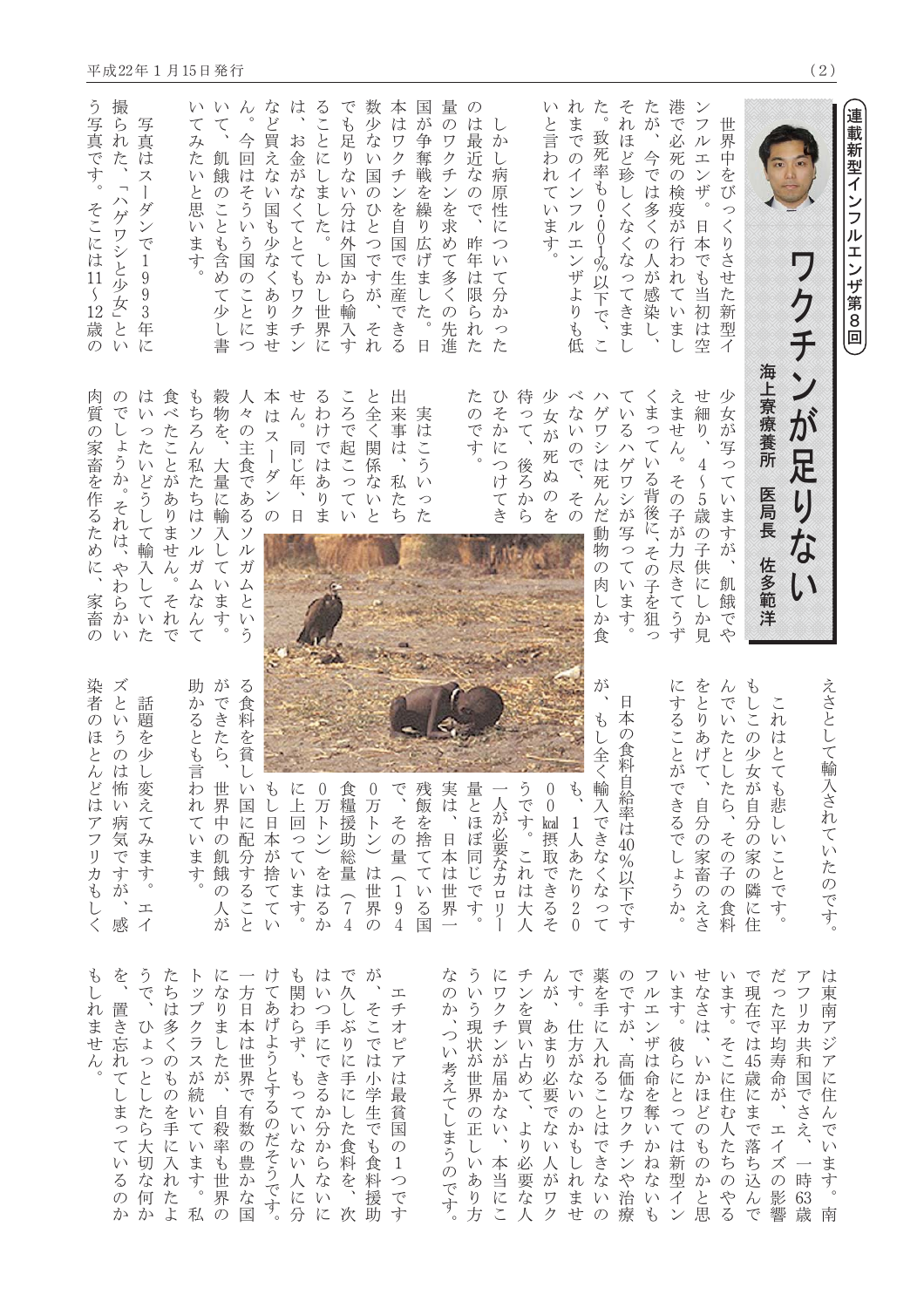連載新型インフルエンザ第8回

# ワクチンが足りない

海上寮療養所　医局長　佐多範洋

世界中をびっくりさせた新型インフルエンザ。日本でも当初は空港で必死の検疫が行われていましたが、今では多くの人が感染し、それほど珍しくなくなってきました。致死率も0.001%以下で、これまでのインフルエンザよりも低いと言われています。

しかし病原性について分かったのは最近なので、昨年は限られた量のワクチンを求めて多くの先進国が争奪戦を繰り広げました。日本はワクチンを自国で生産できる数少ない国のひとつですが、それでも足りない分は外国から輸入することにしました。しかし世界には、お金がなくてとてもワクチンなど買えない国も少なくありません。今回はそういう国のことについて、飢餓のことも含めて少し書いてみたいと思います。

写真はスーダンで1993年に撮られた、「ハゲワシと少女」という写真です。そこには11～12歳の少女が写っていますが、飢餓でやせ細り、4～5歳の子供にしか見えません。その子が力尽きてうずくまっている背後に、その子を狙っているハゲワシが写っています。ハゲワシは死んだ動物の肉しか食べないので、その少女が死ぬのを待って、後ろからひそかにつけてきたのです。

実はこういった出来事は、私たちと全く関係ないところで起こっているわけではありません。同じ年、日本はスーダンの人々の主食であるソルガムという穀物を、大量に輸入しています。もちろん私たちはソルガムなんて食べたことがありません。それではいったいどうして輸入していたのでしょうか。それは、やわらかい肉質の家畜を作るために、家畜のえさとして輸入されていたのです。

これはとても悲しいことです。もしこの少女が自分の家の隣に住んでいたとしたら、その子の食料をとりあげて、自分の家畜のえさにすることができるでしょうか。

日本の食料自給率は40%以下ですが、もし全く輸入できなくなっても、1人あたり2000kcal摂取できるそうです。これは大人一人が必要なカロリー量とほぼ同じです。実は、日本は世界一残飯を捨てている国で、その量（1940万トン）は世界の食糧援助総量（740万トン）をはるかに上回っています。もし日本が捨てている食料を貧しい国に配分することができたら、世界中の飢餓の人が助かるとも言われています。

話題を少し変えてみます。エイズというのは怖い病気ですが、感染者のほとんどはアフリカもしくは東南アジアに住んでいます。南アフリカ共和国でさえ、一時63歳だった平均寿命が、エイズの影響で現在では45歳にまで落ち込んでいます。そこに住む人たちのやるせなさは、いかほどのものかと思います。彼らにとっては新型インフルエンザは命を奪いかねないものですが、高価なワクチンや治療薬を手に入れることはできないのです。仕方がないのかもしれませんが、あまり必要でない人がワクチンを買い占めて、より必要な人にワクチンが届かない、本当にこういう現状が世界の正しいあり方なのか、つい考えてしまうのです。

エチオピアは最貧国の1つですが、そこでは小学生でも食料援助で久しぶりに手にした食料を、次はいつ手にできるか分からないにも関わらず、もっていない人に分けてあげようとするのだそうです。一方日本は世界で有数の豊かな国になりましたが、自殺率も世界のトップクラスが続いています。私たちは多くのものを手に入れたようで、ひょっとしたら大切な何かを、置き忘れてしまっているのかもしれません。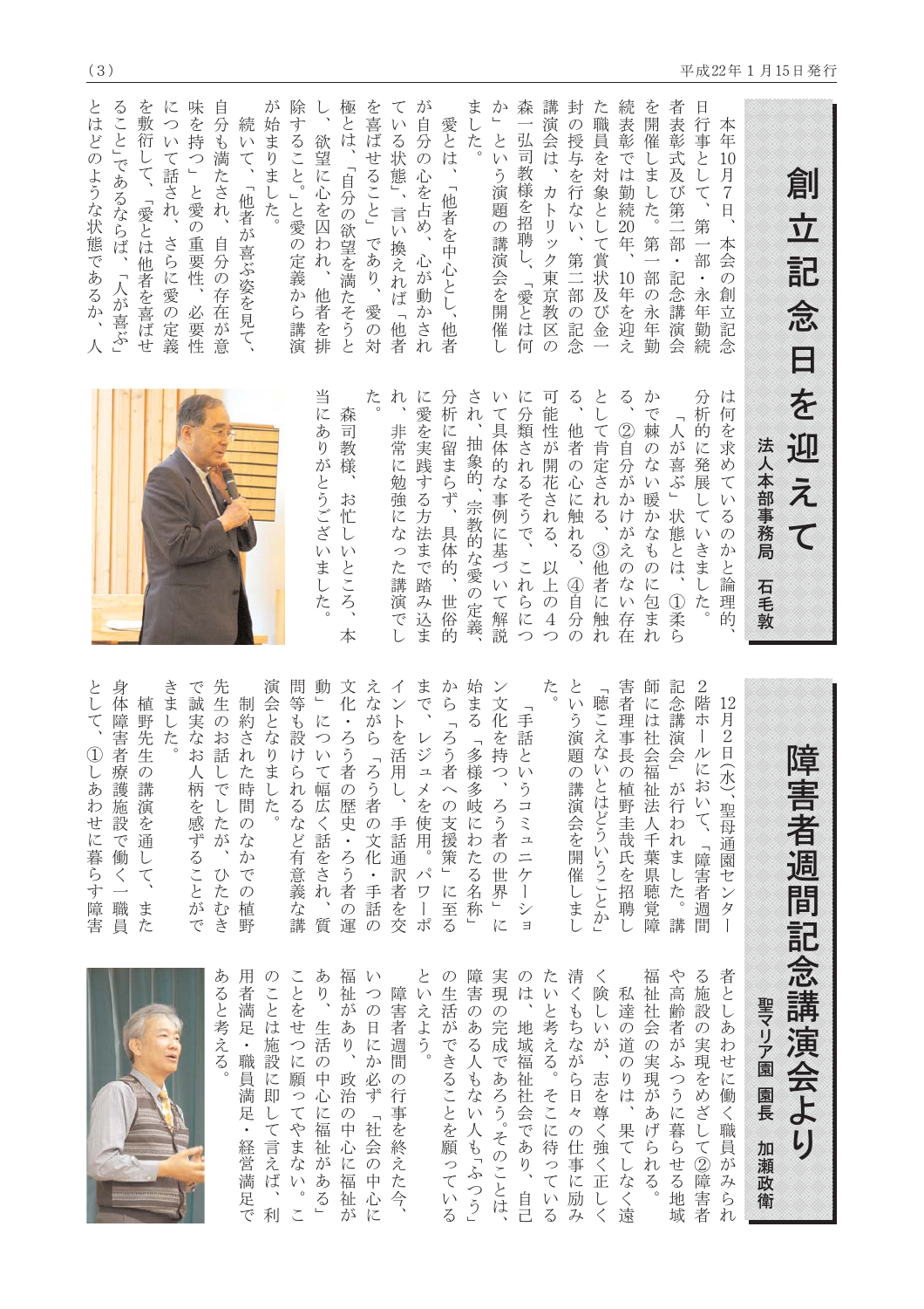# 創立記念日を迎えて

法人本部事務局　石毛敦

本年10月7日、本会の創立記念日行事として、第一部・永年勤続者表彰式及び第二部・記念講演会を開催しました。第一部の永年勤続表彰では勤続20年、10年を迎えた職員を対象として賞状及び金一封の授与を行ない、第二部の記念講演会は、カトリック東京教区の森一弘司教様を招聘し、「愛とは何か」という演題の講演会を開催しました。

愛とは、「他者を中心とし、他者が自分の心を占め、心が動かされている状態」、言い換えれば「他者を喜ばせること」であり、愛の対極とは、「自分の欲望を満たそうとし、欲望に心を囚われ、他者を排除すること。」と愛の定義から講演が始まりました。

続いて、「他者が喜ぶ姿を見て、自分も満たされ、自分の存在が意味を持つ」と愛の重要性、必要性について話され、さらに愛の定義を敷衍して、「愛とは他者を喜ばせることであるならば、「人が喜ぶ」とはどのような状態であるか、人は何を求めているのかと論理的、分析的に発展していきました。

「人が喜ぶ」状態とは、①柔らかで棘のない暖かなものに包まれる、②自分がかけがえのない存在として肯定される、③他者に触れる、他者の心に触れる、④自分の可能性が開花される、以上の4つに分類されるそうで、これらについて具体的な事例に基づいて解説され、抽象的、宗教的な愛の定義、分析に留まらず、具体的、世俗的に愛を実践する方法まで踏み込まれ、非常に勉強になった講演でした。

森司教様、お忙しいところ、本当にありがとうございました。

# 障害者週間記念講演会より

聖マリア園　園長　加瀬政衛

12月2日(水)、聖母通園センター2階ホールにおいて、「障害者週間記念講演会」が行われました。講師には社会福祉法人千葉県聴覚障害者理事長の植野圭哉氏を招聘し「聴こえないとはどういうことか」という演題の講演会を開催しました。

「手話というコミュニケーション文化を持つ、ろう者の世界」に始まる「多様多岐にわたる名称」から「ろう者への支援策」に至るまで、レジュメを使用。パワーポイントを活用し、手話通訳者を交えながら「ろう者の文化・手話の文化・ろう者の歴史・ろう者の運動」について幅広く話をされ、質問等も設けられるなど有意義な講演会となりました。

制約された時間のなかでの植野先生のお話しでしたが、ひたむきで誠実なお人柄を感ずることができました。

植野先生の講演を通して、また身体障害者療護施設で働く一職員として、①しあわせに暮らす障害者としあわせに働く職員がみられる施設の実現をめざして②障害者や高齢者がふつうに暮らせる地域福祉社会の実現があげられる。

私達の道のりは、果てしなく遠く険しいが、志を尊く強く正しく清くもちながら日々の仕事に励みたいと考える。そこに待っているのは、地域福祉社会であり、自己実現の完成であろう。そのことは、障害のある人もない人も「ふつう」の生活ができることを願っているといえよう。

障害者週間の行事を終えた今、いつの日にか必ず「社会の中心に福祉があり、政治の中心に福祉があり、生活の中心に福祉がある」ことをせつに願ってやまない。このことは施設に即して言えば、利用者満足・職員満足・経営満足であると考える。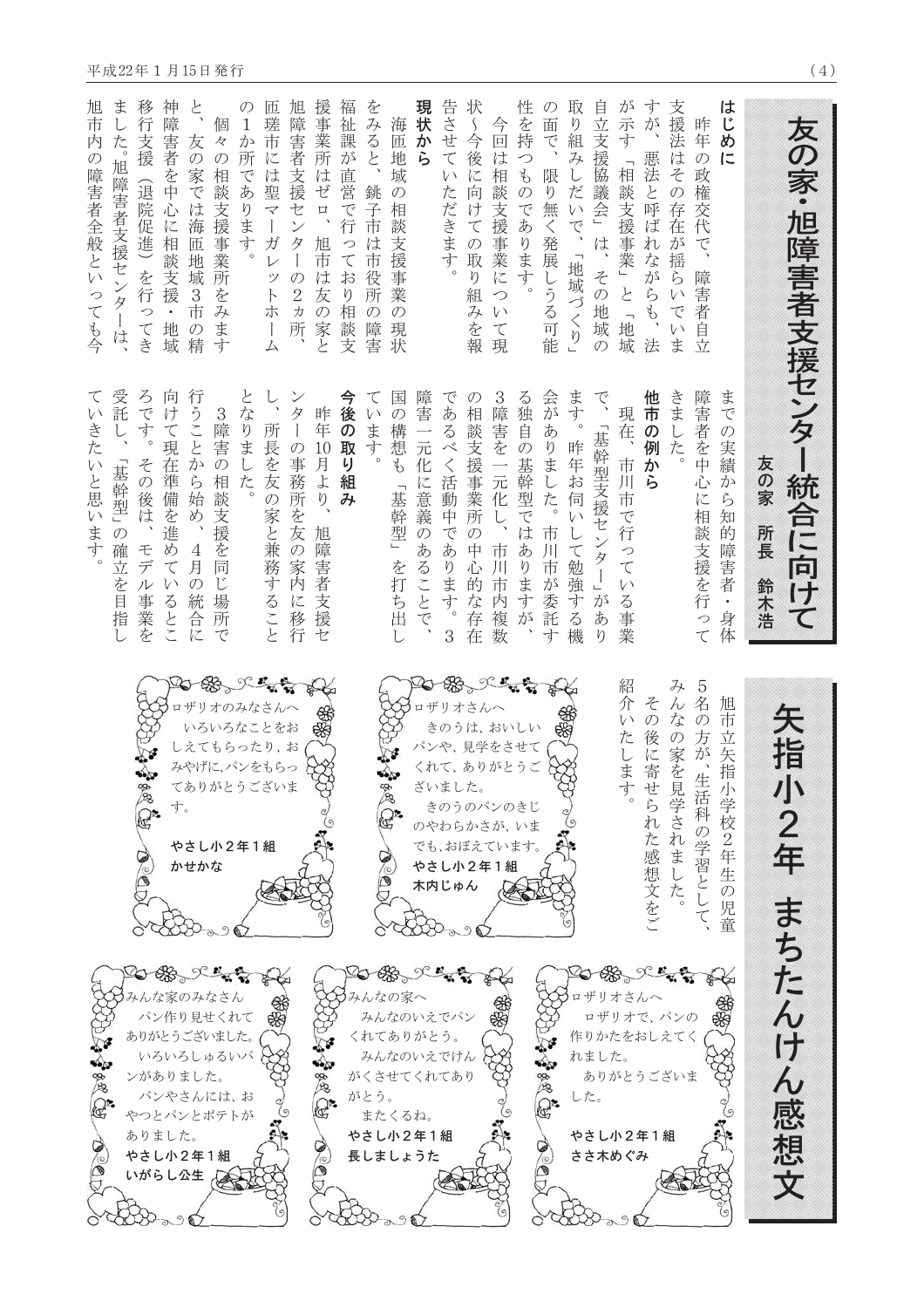# 友の家・旭障害者支援センター統合に向けて

友の家　所長　鈴木浩

### はじめに

昨年の政権交代で、障害者自立支援法はその存在が揺らいでいますが、悪法と呼ばれながらも、法が示す「相談支援事業」と「地域自立支援協議会」は、その地域の取り組みしだいで、「地域づくり」の面で、限り無く発展しうる可能性を持つものであります。

今回は相談支援事業について現状～今後に向けての取り組みを報告させていただきます。

### 現状から

海匝地域の相談支援事業の現状をみると、銚子市は市役所の障害福祉課が直営で行っており相談支援事業所はゼロ、旭市は友の家と旭障害者支援センターの2ヵ所、匝瑳市には聖マーガレットホームの1か所であります。

個々の相談支援事業所をみますと、友の家では海匝地域3市の精神障害者を中心に相談支援・地域移行支援（退院促進）を行ってきました。旭障害者支援センターは、旭市内の障害者全般といっても今までの実績から知的障害者・身体障害者を中心に相談支援を行ってきました。

### 他市の例から

現在、市川市で行っている事業で、「基幹型支援センター」があります。昨年お伺いして勉強する機会がありました。市川市が委託する独自の基幹型ではありますが、3障害を一元化し、市川市内複数の相談支援事業所の中心的な存在であるべく活動中であります。3障害一元化に意義のあることで、国の構想も「基幹型」を打ち出しています。

### 今後の取り組み

昨年10月より、旭障害者支援センターの事務所を友の家内に移行し、所長を友の家と兼務することとなりました。

3障害の相談支援を同じ場所で行うことから始め、4月の統合に向けて現在準備を進めているところです。その後は、モデル事業を受託し、「基幹型」の確立を目指していきたいと思います。

# 矢指小2年　まちたんけん感想文

旭市立矢指小学校2年生の児童5名の方が、生活科の学習として、みんなの家を見学されました。

その後に寄せられた感想文をご紹介いたします。

ロザリオさんへ
ロザリオで、パンの作りかたをおしえてくれました。
ありがとうございました。
**やさし小2年1組**
**ささ木めぐみ**

ロザリオさんへ
きのうは、おいしいパンや、見学をさせてくれて、ありがとうございました。
きのうのパンのきじのやわらかさが、いまでも、おぼえています。
**やさし小2年1組**
**木内じゅん**

ロザリオのみなさんへ
いろいろなことをおしえてもらったり、おみやげに、パンをもらってありがとうございます。
**やさし小2年1組**
**かせかな**

みんなの家へ
みんなのいえでパンくれてありがとう。
みんなのいえでけんがくさせてくれてありがとう。
またくるね。
**やさし小2年1組**
**長しましょうた**

みんな家のみなさん
パン作り見せくれてありがとうございました。
いろいろしゅるいパンがありました。
パンやさんには、おやつとパンとポテトがありました。
**やさし小2年1組**
**いがらし公生**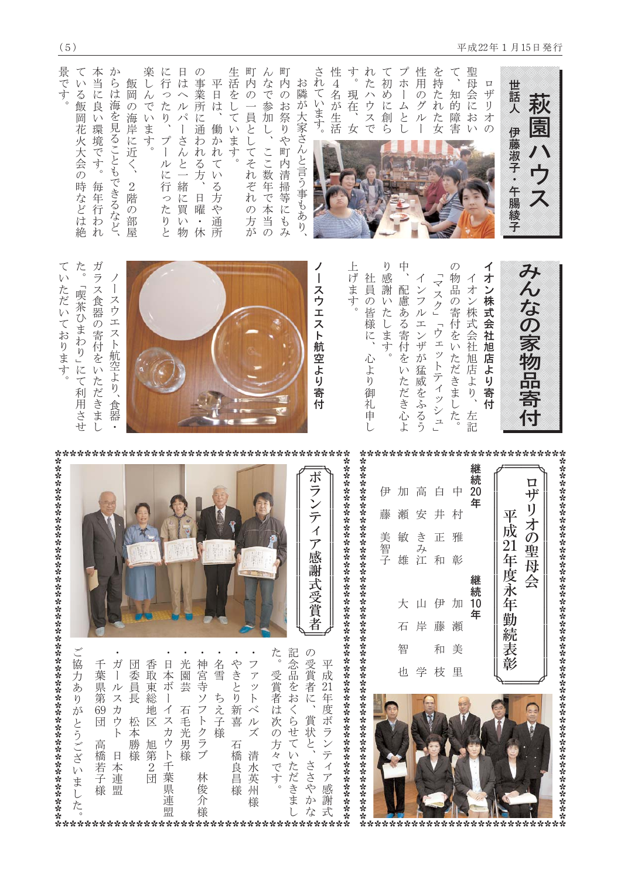## 萩園ハウス

**世話人　伊藤淑子・午腸綾子**

ロザリオの聖母会において、知的障害を持たれた女性用のグループホームとして初めに創られたハウスです。現在、女性4名が生活されています。

お隣が大家さんと言う事もあり、町内のお祭りや町内清掃等にもみんなで参加し、ここ数年で本当の町内の一員としてそれぞれの方が生活をしています。

平日は、働かれている方や通所の事業所に通われる方、日曜・休日はヘルパーさんと一緒に買い物に行ったり、プールに行ったりと楽しんでいます。

飯岡の海岸に近く、2階の部屋からは海を見ることもできるなど、本当に良い環境です。毎年行われている飯岡花火大会の時などは絶景です。

## みんなの家物品寄付

**イオン株式会社旭店より寄付**

イオン株式会社旭店より、左記の物品の寄付をいただきました。

「マスク」「ウェットティッシュ」

インフルエンザが猛威をふるう中、配慮ある寄付をいただき心より感謝いたします。

社員の皆様に、心より御礼申し上げます。

**ノースウエスト航空より寄付**

ノースウエスト航空より、食器・ガラス食器の寄付をいただきました。「喫茶ひまわり」にて利用させていただいております。

## ロザリオの聖母会　平成21年度永年勤続表彰

**継続20年**

中村　雅彰
白井　正和
高安　きみ江
加瀬　敏雄
伊藤　美智子

**継続10年**

加瀬　美里
伊藤　和枝
山岸　学
大石　智也

## ボランティア感謝式受賞者

平成21年度ボランティア感謝式の受賞者に、賞状と、ささやかな記念品をおくらせていただきました。受賞者は次の方々です。

- ファットベルズ　清水英州様
- やきとり新喜　石橋良昌様
- 名雪　ちえ子様
- 神宮寺ソフトクラブ　林俊介様
- 光園芸　石毛光男様
- 日本ボーイスカウト千葉県連盟香取東総地区　旭第2団団委員長　松本勝様
- ガールスカウト　日本連盟千葉県第69団　高橋若子様

ご協力ありがとうございました。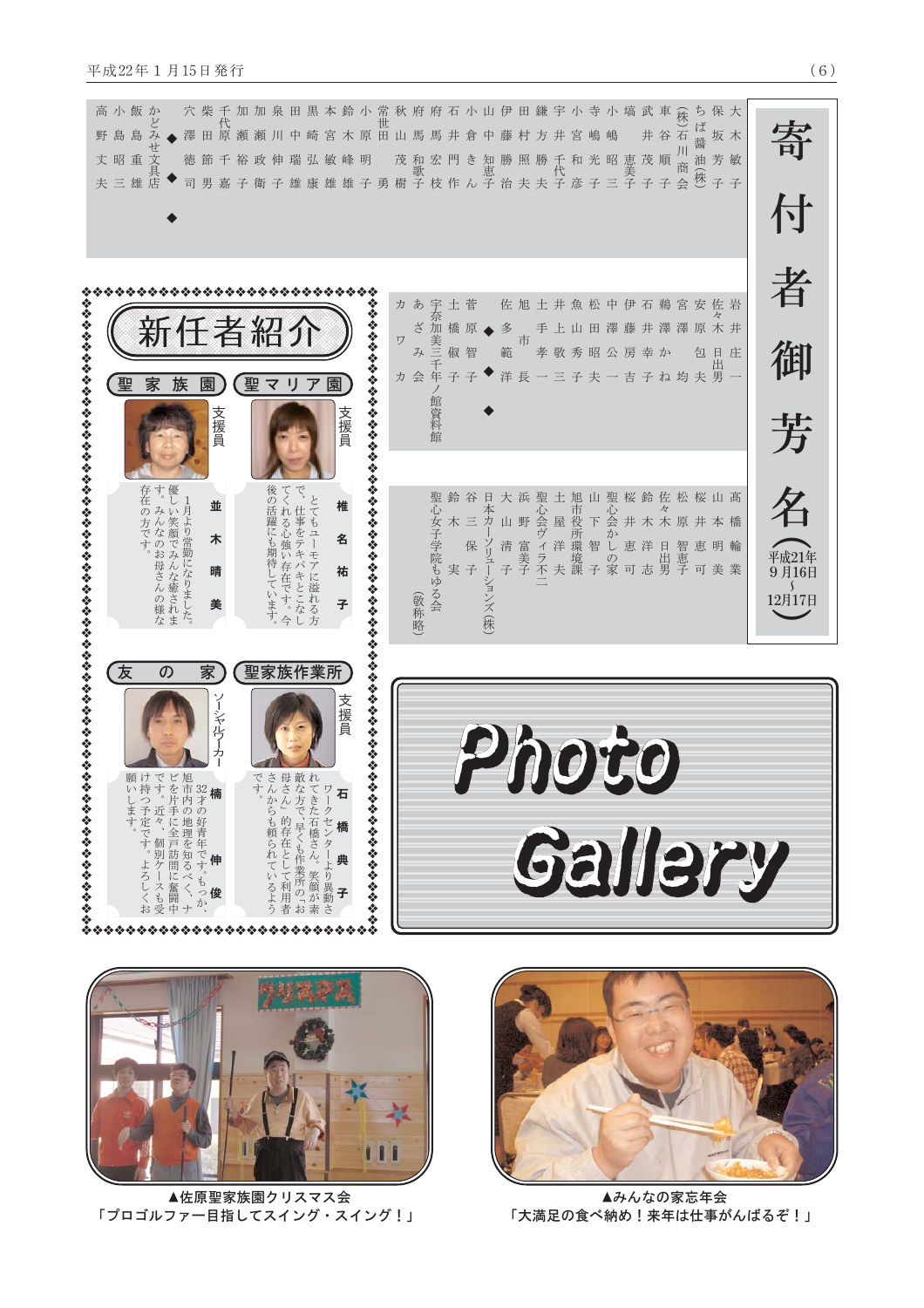# 寄付者御芳名

（平成21年9月16日～12月17日）

大木敏子　保坂芳子　ちば醤油(株)　(株)石川商会　車谷順子　武井茂子　塙　恵美子　小嶋昭三　寺嶋光彦　小宮和子　宇井千代子　鎌方勝夫　田村照夫　伊藤勝治　山中知恵子　小倉きん　石井円作　府馬宏枝　府馬和歌子　秋山茂樹　常世田勇　小原明子　鈴木峰雄　本宮敏雄　黒崎弘康　田中瑞雄　泉川伸子　加瀬政衛　加瀬裕子　千代原千嘉　柴田節男　穴澤徳司

◆

かどみせ文具店　飯島重雄　小島昭三　高野文夫

◆

岩井庄一　佐々木日出男　安原包夫　宮澤均　鵜澤かね　石井幸子　伊藤房吉　中澤公一　松田昭夫　魚山秀子　井上敬三　土手孝一　旭市長　多範洋

◆

菅原智子　土橋假子　宇奈加美三千年ノ館資料館　あざみ会　カワカ

◆

高橋輪業　山本明美　桜井恵可　松原智恵子　佐々木日出男　鈴木洋志　桜井恵可　聖心会かしの家　山下智子　旭市役所環境課　土屋洋夫　聖心会ヴィラ不二　浜野富美子　大山清子　日本カーソリューションズ(株)　谷三保子　鈴木実　聖心女子学院もゆる会

（敬称略）

## 新任者紹介

### 聖マリア園　支援員　椎名祐子

とてもユーモアに溢れる方で、仕事をテキパキとこなしてくれる心強い存在です。今後の活躍にも期待しています。

### 聖家族園　支援員　並木晴美

1月より常勤になりました。優しい笑顔でみんな癒されます。みんなのお母さんの様な存在の方です。

### 聖家族作業所　支援員　石橋典子

ワークセンターより異動されてきた石橋さん。笑顔が素敵な方で、早くも作業所の"お母さん"的存在として利用者さんからも頼られているようです。

### 友の家　ソーシャルワーカー　楠伸俊

32才の好青年です。もっか、旭市内の地理を知るべく、ナビを片手に全戸訪問に奮闘中です。近々、個別ケースも受け持つ予定です。よろしくお願いします。

## Photo Gallery

▲佐原聖家族園クリスマス会
「プロゴルファー目指してスイング・スイング！」

▲みんなの家忘年会
「大満足の食べ納め！来年は仕事がんばるぞ！」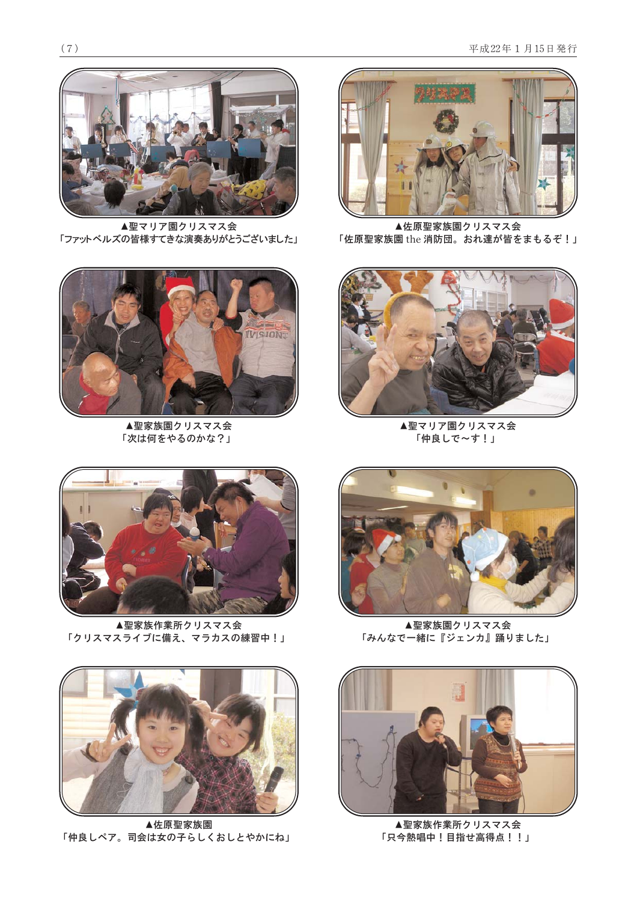▲聖マリア園クリスマス会
「ファットベルズの皆様すてきな演奏ありがとうございました」

▲佐原聖家族園クリスマス会
「佐原聖家族園 the 消防団。おれ達が皆をまもるぞ！」

▲聖家族園クリスマス会
「次は何をやるのかな？」

▲聖マリア園クリスマス会
「仲良しで～す！」

▲聖家族作業所クリスマス会
「クリスマスライブに備え、マラカスの練習中！」

▲聖家族園クリスマス会
「みんなで一緒に『ジェンカ』踊りました」

▲佐原聖家族園
「仲良しペア。司会は女の子らしくおしとやかにね」

▲聖家族作業所クリスマス会
「只今熱唱中！目指せ高得点！！」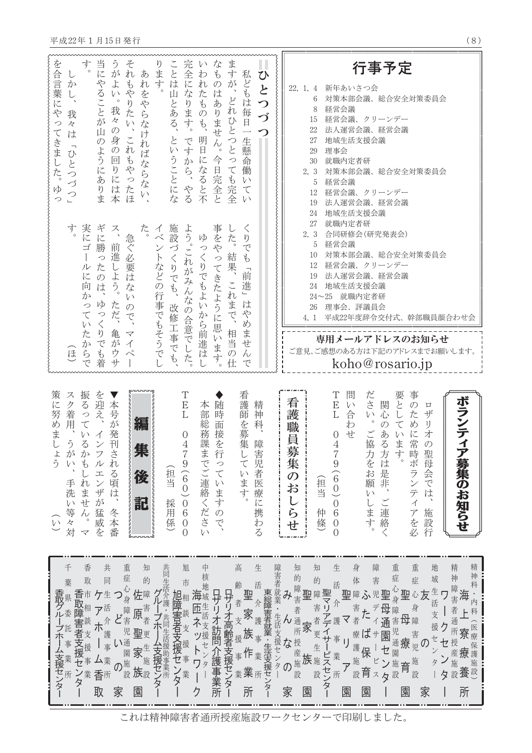## ひとつづつ

私どもは毎日一生懸命働いていますが、どれひとつとっても完全なものはありません。今日完全といわれたものも、明日になると不完全になります。ですから、やることは山とある、ということになります。

あれをやらなければならない、それもやりたい、これもやったほうがよい。我々の身の回りには本当にやることが山のようにあります。

しかし、我々は「ひとつづつ」を合言葉にやってきました。ゆっくりでも「前進」はやめませんでした。結果、これまで、相当の仕事をやってきたように思います。

ゆっくりでもよいから前進しよう。これがみんなの合意でした。施設づくりでも、改修工事でも、イベントなどの行事でもそうでした。

急ぐ必要はないので、マイペース、前進しよう。ただ、亀がウサギに勝ったのは、ゆっくりでも着実にゴールに向かっていたからです。

（ほ）

## 行事予定

22. 1. 4　新年あいさつ会
6　対策本部会議、総合安全対策委員会
8　経営会議
15　経営会議、クリーンデー
22　法人運営会議、経営会議
27　地域生活支援会議
29　理事会
30　就職内定者研

2. 3　対策本部会議、総合安全対策委員会
5　経営会議
12　経営会議、クリーンデー
19　法人運営会議、経営会議
24　地域生活支援会議
27　就職内定者研

2. 3　合同研修会(研究発表会)
5　経営会議
10　対策本部会議、総合安全対策委員会
12　経営会議、クリーンデー
19　法人運営会議、経営会議
24　地域生活支援会議
24～25　就職内定者研
26　理事会、評議員会

4. 1　平成22年度辞令交付式、幹部職員顔合わせ会

### 専用メールアドレスのお知らせ

ご意見、ご感想のある方は下記のアドレスまでお願いします。

koho@rosario.jp

## ボランティア募集のお知らせ

ロザリオの聖母会では、施設行事のために常時ボランティアを必要としています。

関心のある方は是非、ご連絡ください。ご協力をお願いします。

問い合わせ

TEL　0479(60)0600

（担当　仲條）

## 看護職員募集のおしらせ

精神科、障害児者医療に携わる看護師を募集しています。

◆随時面接を行っていますので、本部総務課までご連絡ください

TEL　0479(60)0600

（担当　採用係）

## 編集後記

▼本号が発刊される頃は、冬本番を迎え、インフルエンザが猛威を振るっているかもしれません。マスク着用、うがい、手洗い等々対策に努めましょう

（い）

---

精神科・内科（医療保護施設）　海上寮療養所
精神障害者通所授産施設　ワークセンター
地域生活支援センター　友の家
重症心身障害児施設　聖母療育園
重症心身障害児通園施設　聖母通園センター
障害児デイサービス　ふたば保育園
身体障害者療護施設　聖マリア園
生活介護事業所　聖マリアデイサービスセンター
知的障害者更生施設　聖家族園
知的障害者通所授産施設　みんなの家
障害者就業・生活支援センター　東総障害者就業・生活支援センター
生活介護事業所　聖家族作業所
高齢者支援事業　ロザリオ高齢者支援センター　ロザリオ訪問介護事業所
中核地域生活支援センター　海匝ネットワーク
旭市相談支援事業　旭障害者支援センター
共同生活介護・共同生活援助事業所　グループホーム支援センター
知的障害者更生施設　佐原聖家族園
重症心身障害児通園施設　つどいの家
共同生活介護事業所　ケアホーム香取
香取市相談支援事業所　香取障害者支援センター
千葉県委託事業所　香取グループホーム支援センター

これは精神障害者通所授産施設ワークセンターで印刷しました。